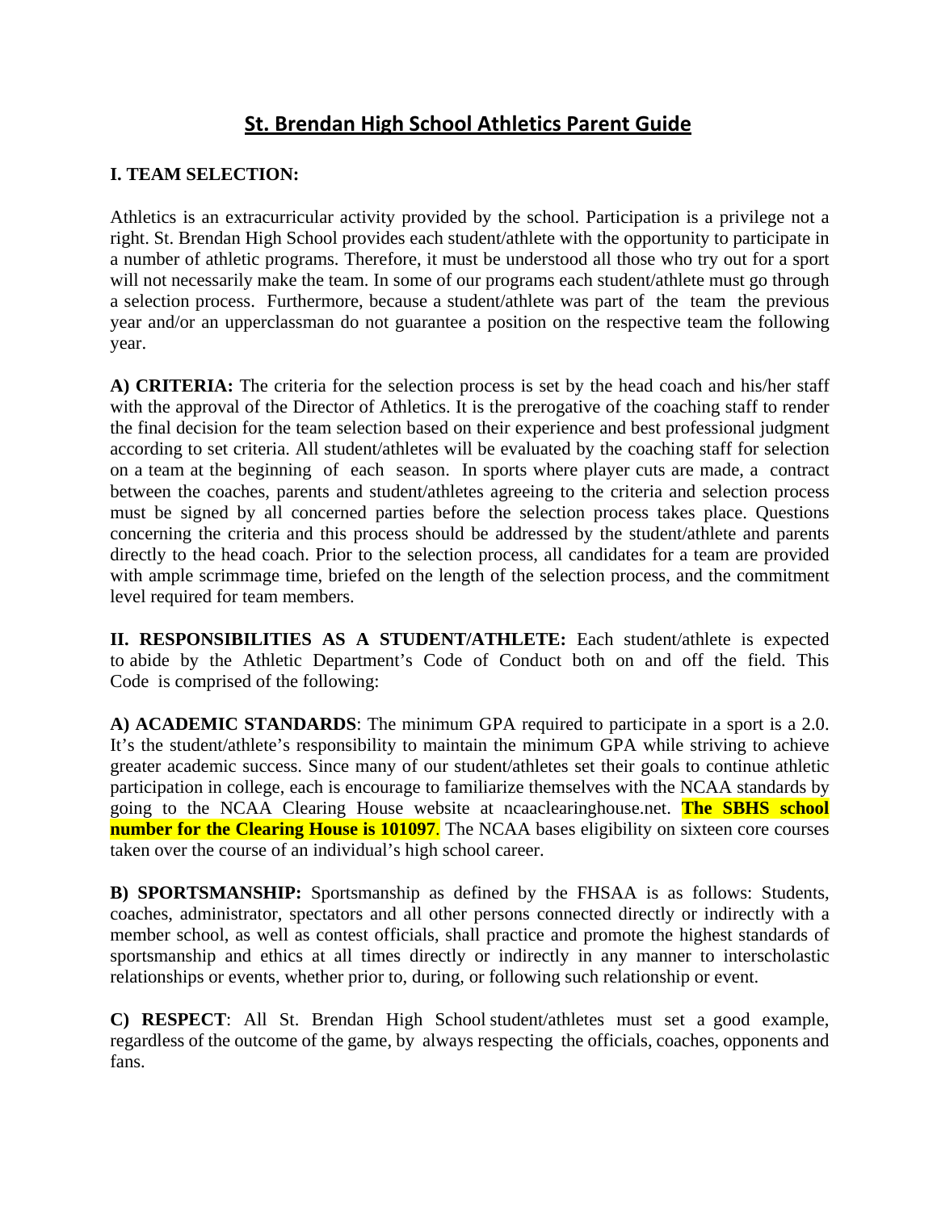# St. Brendan High School Athletics Parent Guide

**I. TEAM SELECTION:**

Athletics is an extracurricular activity provided by the school. Participation is a privilege not a right. St. Brendan High School provides each student/athlete with the opportunity to participate in a number of athletic programs. Therefore, it must be understood all those who try out for a sport will not necessarily make the team. In some of our programs each student/athlete must go through a selection process. Furthermore, because a student/athlete was part of the team the previous year and/or an upperclassman do not guarantee a position on the respective team the following year.

**A) CRITERIA:** The criteria for the selection process is set by the head coach and his/her staff with the approval of the Director of Athletics. It is the prerogative of the coaching staff to render the final decision for the team selection based on their experience and best professional judgment according to set criteria. All student/athletes will be evaluated by the coaching staff for selection on a team at the beginning of each season. In sports where player cuts are made, a contract between the coaches, parents and student/athletes agreeing to the criteria and selection process must be signed by all concerned parties before the selection process takes place. Questions concerning the criteria and this process should be addressed by the student/athlete and parents directly to the head coach. Prior to the selection process, all candidates for a team are provided with ample scrimmage time, briefed on the length of the selection process, and the commitment level required for team members.

**II. RESPONSIBILITIES AS A STUDENT/ATHLETE:** Each student/athlete is expected to abide by the Athletic Department's Code of Conduct both on and off the field. This Code is comprised of the following:

**A) ACADEMIC STANDARDS**: The minimum GPA required to participate in a sport is a 2.0. It's the student/athlete's responsibility to maintain the minimum GPA while striving to achieve greater academic success. Since many of our student/athletes set their goals to continue athletic participation in college, each is encourage to familiarize themselves with the NCAA standards by going to the NCAA Clearing House website at ncaaclearinghouse.net. **The SBHS school number for the Clearing House is 101097**. The NCAA bases eligibility on sixteen core courses taken over the course of an individual's high school career.

**B) SPORTSMANSHIP:** Sportsmanship as defined by the FHSAA is as follows: Students, coaches, administrator, spectators and all other persons connected directly or indirectly with a member school, as well as contest officials, shall practice and promote the highest standards of sportsmanship and ethics at all times directly or indirectly in any manner to interscholastic relationships or events, whether prior to, during, or following such relationship or event.

**C) RESPECT**: All St. Brendan High School student/athletes must set a good example, regardless of the outcome of the game, by always respecting the officials, coaches, opponents and fans.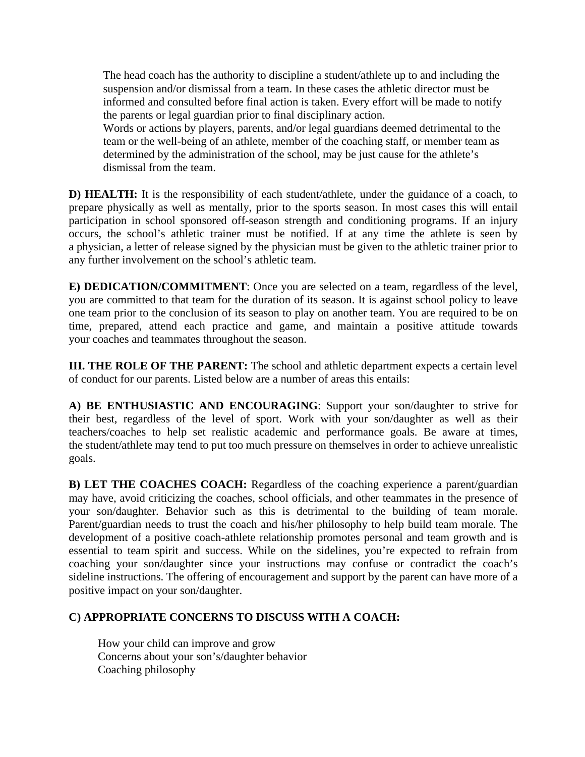The head coach has the authority to discipline a student/athlete up to and including the suspension and/or dismissal from a team. In these cases the athletic director must be informed and consulted before final action is taken. Every effort will be made to notify the parents or legal guardian prior to final disciplinary action.
Words or actions by players, parents, and/or legal guardians deemed detrimental to the team or the well-being of an athlete, member of the coaching staff, or member team as determined by the administration of the school, may be just cause for the athlete's dismissal from the team.

**D) HEALTH:** It is the responsibility of each student/athlete, under the guidance of a coach, to prepare physically as well as mentally, prior to the sports season. In most cases this will entail participation in school sponsored off-season strength and conditioning programs. If an injury occurs, the school's athletic trainer must be notified. If at any time the athlete is seen by a physician, a letter of release signed by the physician must be given to the athletic trainer prior to any further involvement on the school's athletic team.

**E) DEDICATION/COMMITMENT**: Once you are selected on a team, regardless of the level, you are committed to that team for the duration of its season. It is against school policy to leave one team prior to the conclusion of its season to play on another team. You are required to be on time, prepared, attend each practice and game, and maintain a positive attitude towards your coaches and teammates throughout the season.

**III. THE ROLE OF THE PARENT:** The school and athletic department expects a certain level of conduct for our parents. Listed below are a number of areas this entails:

**A) BE ENTHUSIASTIC AND ENCOURAGING**: Support your son/daughter to strive for their best, regardless of the level of sport. Work with your son/daughter as well as their teachers/coaches to help set realistic academic and performance goals. Be aware at times, the student/athlete may tend to put too much pressure on themselves in order to achieve unrealistic goals.

**B) LET THE COACHES COACH:** Regardless of the coaching experience a parent/guardian may have, avoid criticizing the coaches, school officials, and other teammates in the presence of your son/daughter. Behavior such as this is detrimental to the building of team morale. Parent/guardian needs to trust the coach and his/her philosophy to help build team morale. The development of a positive coach-athlete relationship promotes personal and team growth and is essential to team spirit and success. While on the sidelines, you're expected to refrain from coaching your son/daughter since your instructions may confuse or contradict the coach's sideline instructions. The offering of encouragement and support by the parent can have more of a positive impact on your son/daughter.

**C) APPROPRIATE CONCERNS TO DISCUSS WITH A COACH:**

How your child can improve and grow
Concerns about your son's/daughter behavior
Coaching philosophy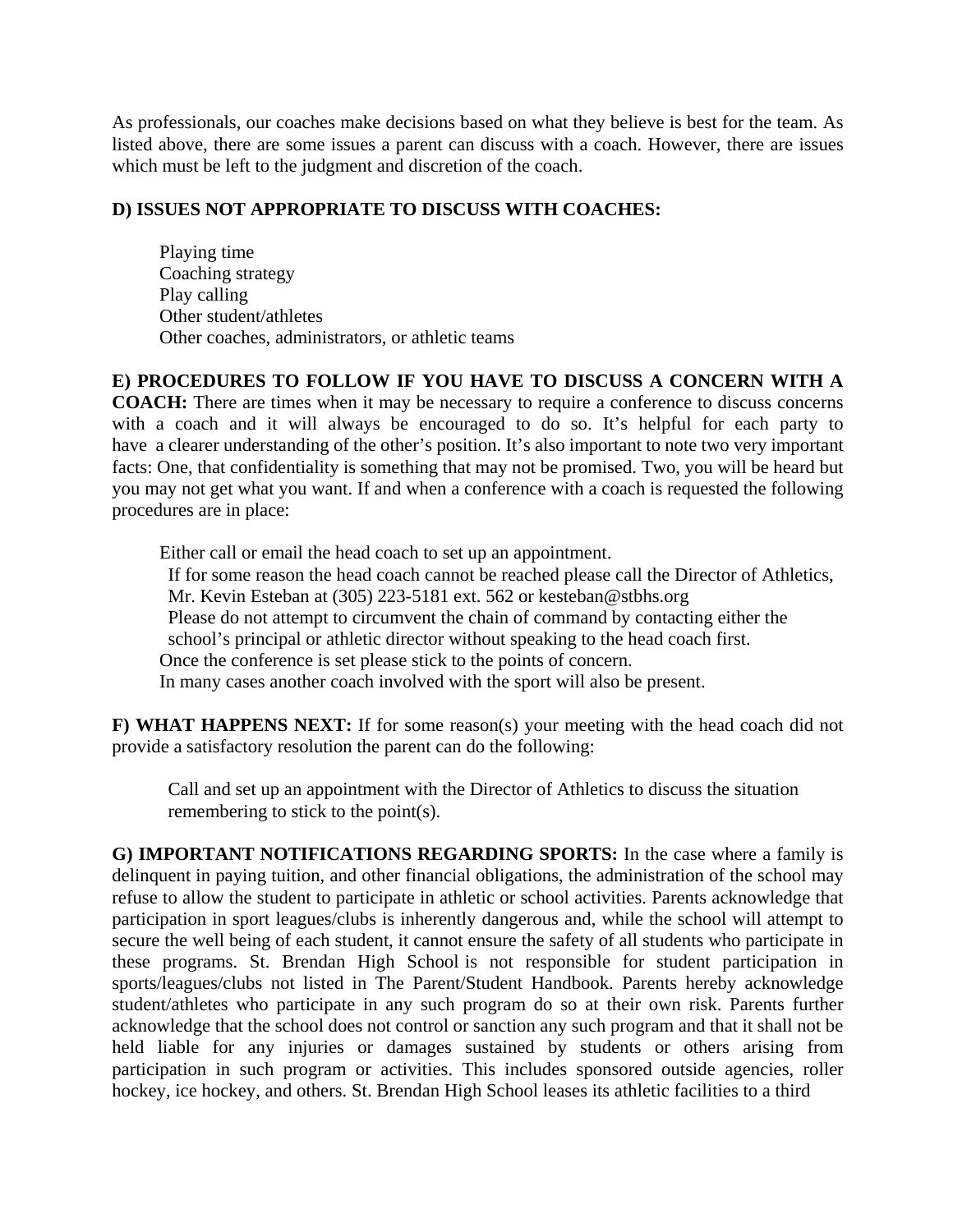As professionals, our coaches make decisions based on what they believe is best for the team. As listed above, there are some issues a parent can discuss with a coach. However, there are issues which must be left to the judgment and discretion of the coach.

**D) ISSUES NOT APPROPRIATE TO DISCUSS WITH COACHES:**

- Playing time
- Coaching strategy
- Play calling
- Other student/athletes
- Other coaches, administrators, or athletic teams

**E) PROCEDURES TO FOLLOW IF YOU HAVE TO DISCUSS A CONCERN WITH A COACH:** There are times when it may be necessary to require a conference to discuss concerns with a coach and it will always be encouraged to do so. It's helpful for each party to have a clearer understanding of the other's position. It's also important to note two very important facts: One, that confidentiality is something that may not be promised. Two, you will be heard but you may not get what you want. If and when a conference with a coach is requested the following procedures are in place:

- Either call or email the head coach to set up an appointment.
- If for some reason the head coach cannot be reached please call the Director of Athletics, Mr. Kevin Esteban at (305) 223-5181 ext. 562 or kesteban@stbhs.org
- Please do not attempt to circumvent the chain of command by contacting either the school's principal or athletic director without speaking to the head coach first.
- Once the conference is set please stick to the points of concern.
- In many cases another coach involved with the sport will also be present.

**F) WHAT HAPPENS NEXT:** If for some reason(s) your meeting with the head coach did not provide a satisfactory resolution the parent can do the following:

- Call and set up an appointment with the Director of Athletics to discuss the situation remembering to stick to the point(s).

**G) IMPORTANT NOTIFICATIONS REGARDING SPORTS:** In the case where a family is delinquent in paying tuition, and other financial obligations, the administration of the school may refuse to allow the student to participate in athletic or school activities. Parents acknowledge that participation in sport leagues/clubs is inherently dangerous and, while the school will attempt to secure the well being of each student, it cannot ensure the safety of all students who participate in these programs. St. Brendan High School is not responsible for student participation in sports/leagues/clubs not listed in The Parent/Student Handbook. Parents hereby acknowledge student/athletes who participate in any such program do so at their own risk. Parents further acknowledge that the school does not control or sanction any such program and that it shall not be held liable for any injuries or damages sustained by students or others arising from participation in such program or activities. This includes sponsored outside agencies, roller hockey, ice hockey, and others. St. Brendan High School leases its athletic facilities to a third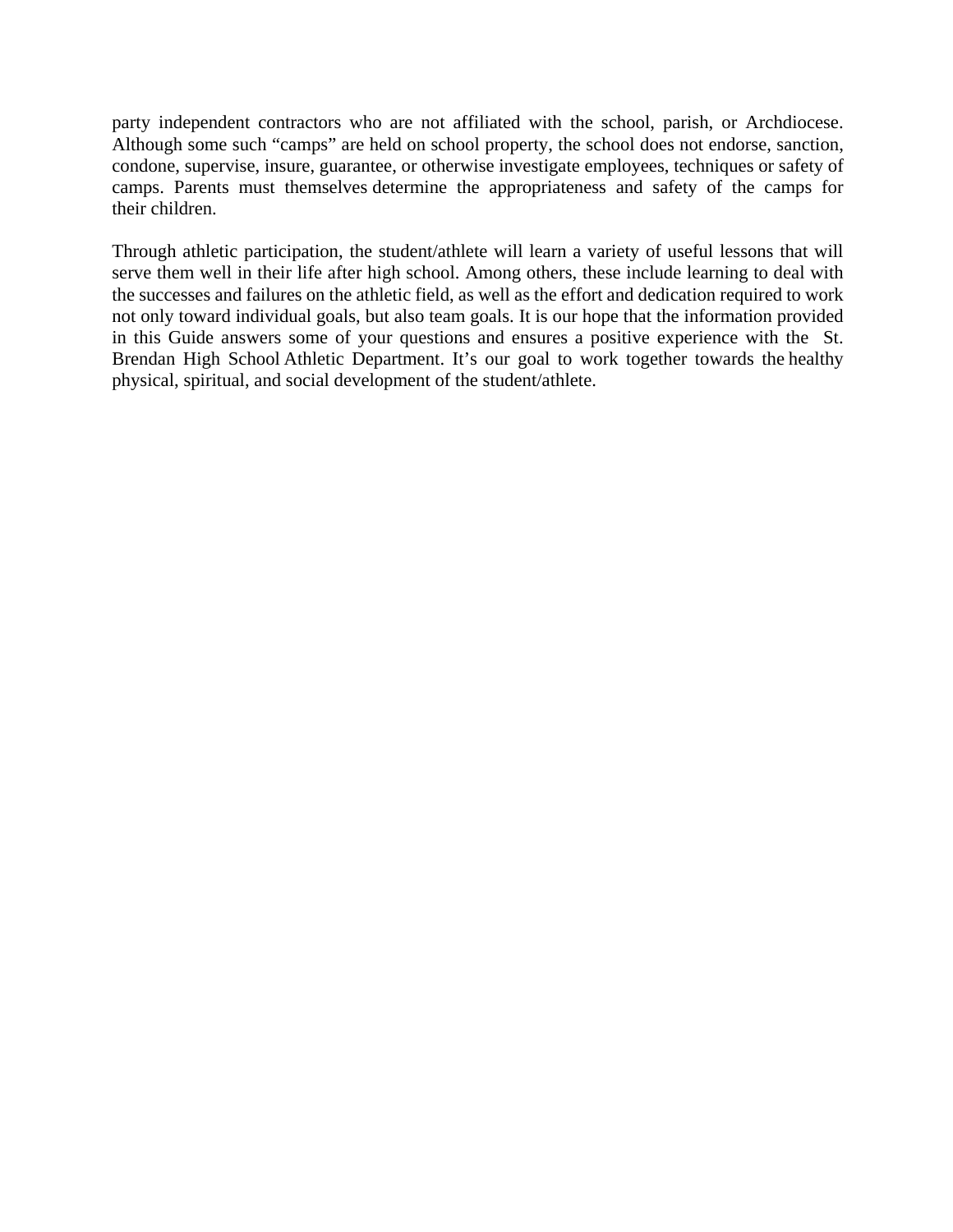party independent contractors who are not affiliated with the school, parish, or Archdiocese. Although some such "camps" are held on school property, the school does not endorse, sanction, condone, supervise, insure, guarantee, or otherwise investigate employees, techniques or safety of camps. Parents must themselves determine the appropriateness and safety of the camps for their children.

Through athletic participation, the student/athlete will learn a variety of useful lessons that will serve them well in their life after high school. Among others, these include learning to deal with the successes and failures on the athletic field, as well as the effort and dedication required to work not only toward individual goals, but also team goals. It is our hope that the information provided in this Guide answers some of your questions and ensures a positive experience with the St. Brendan High School Athletic Department. It's our goal to work together towards the healthy physical, spiritual, and social development of the student/athlete.